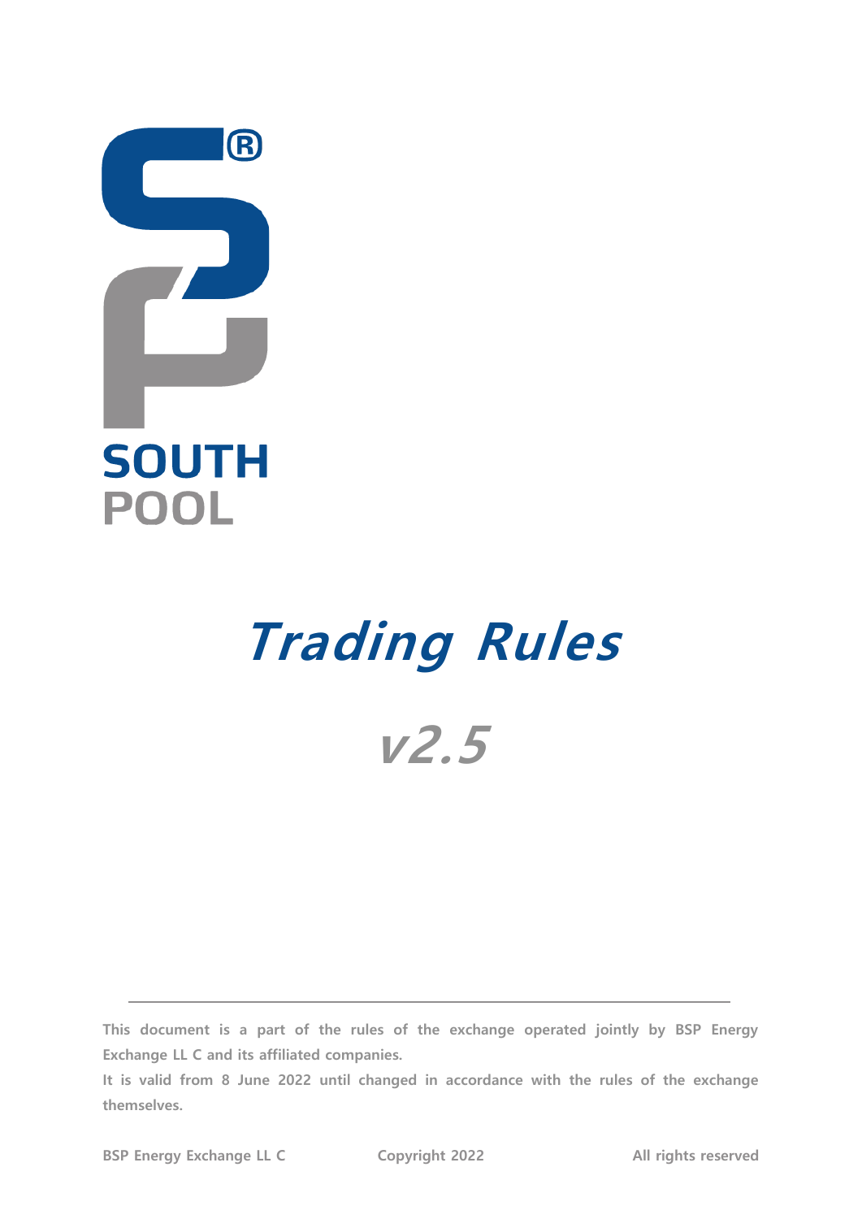SOUTH
POOL

# Trading Rules

## v2.5

This document is a part of the rules of the exchange operated jointly by BSP Energy Exchange LL C and its affiliated companies.

It is valid from 8 June 2022 until changed in accordance with the rules of the exchange themselves.

BSP Energy Exchange LL C | Copyright 2022 | All rights reserved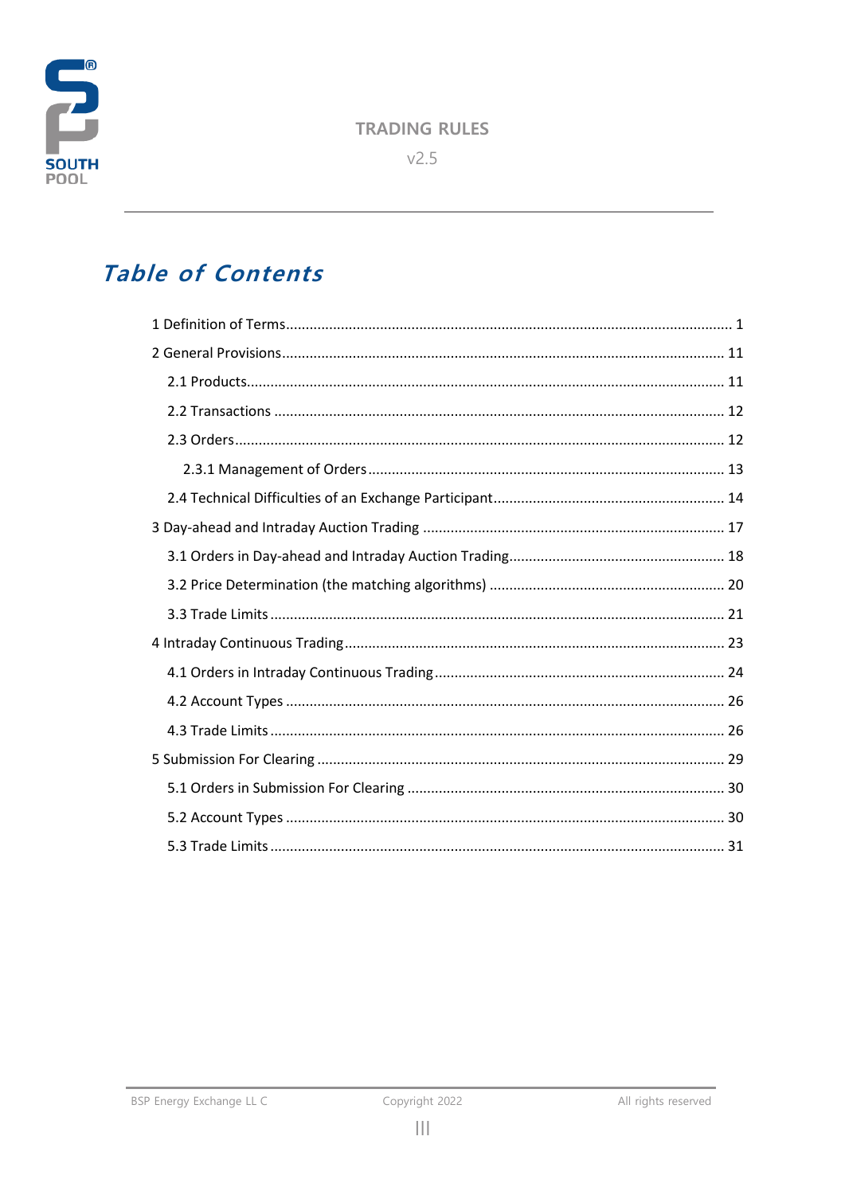TRADING RULES

v2.5

# *Table of Contents*

1 Definition of Terms ........ 1

2 General Provisions ........ 11

- 2.1 Products ........ 11
- 2.2 Transactions ........ 12
- 2.3 Orders ........ 12
  - 2.3.1 Management of Orders ........ 13
- 2.4 Technical Difficulties of an Exchange Participant ........ 14

3 Day-ahead and Intraday Auction Trading ........ 17

- 3.1 Orders in Day-ahead and Intraday Auction Trading ........ 18
- 3.2 Price Determination (the matching algorithms) ........ 20
- 3.3 Trade Limits ........ 21

4 Intraday Continuous Trading ........ 23

- 4.1 Orders in Intraday Continuous Trading ........ 24
- 4.2 Account Types ........ 26
- 4.3 Trade Limits ........ 26

5 Submission For Clearing ........ 29

- 5.1 Orders in Submission For Clearing ........ 30
- 5.2 Account Types ........ 30
- 5.3 Trade Limits ........ 31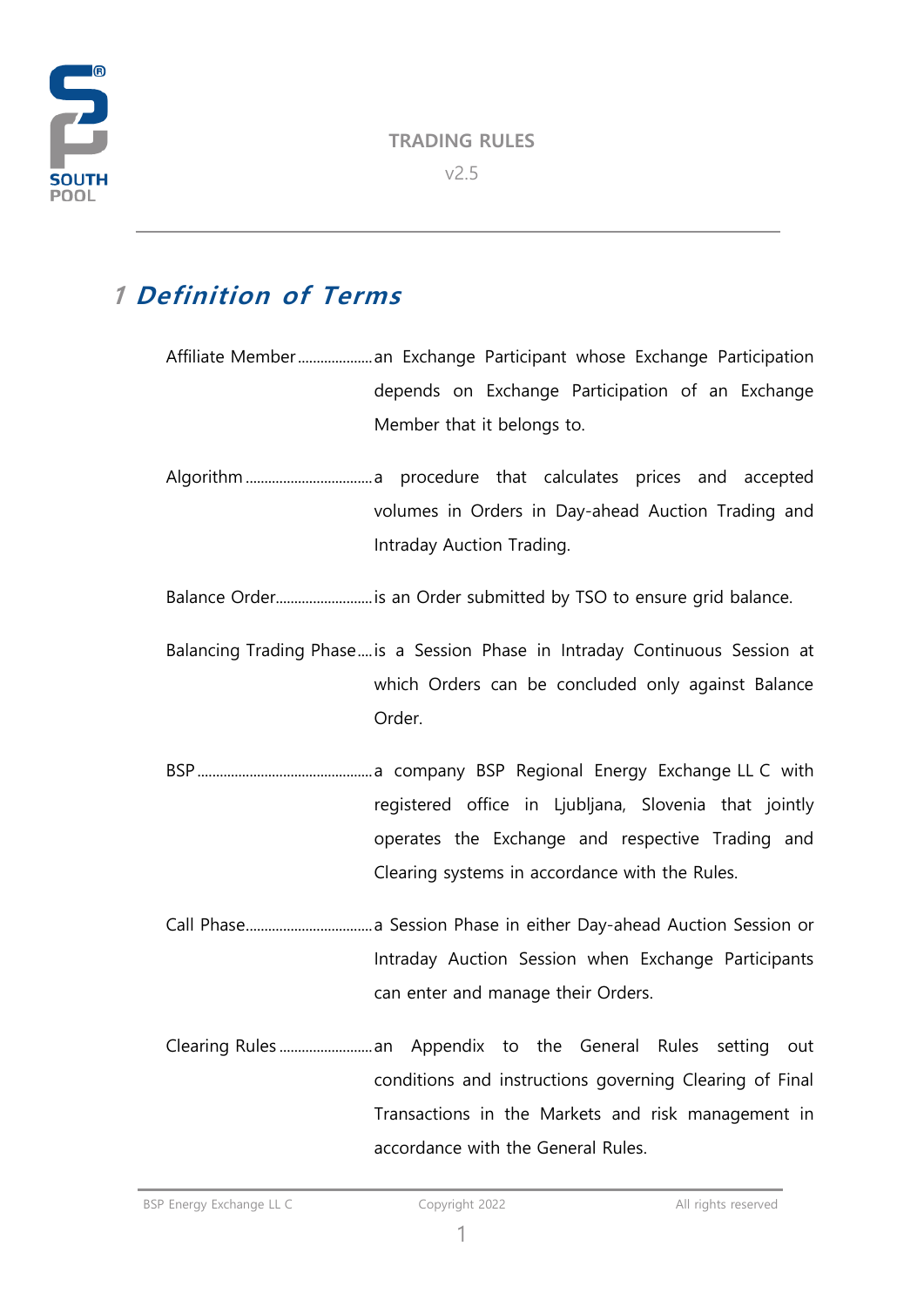# 1 Definition of Terms

**Affiliate Member** ... an Exchange Participant whose Exchange Participation depends on Exchange Participation of an Exchange Member that it belongs to.

**Algorithm** ... a procedure that calculates prices and accepted volumes in Orders in Day-ahead Auction Trading and Intraday Auction Trading.

**Balance Order** ... is an Order submitted by TSO to ensure grid balance.

**Balancing Trading Phase** ... is a Session Phase in Intraday Continuous Session at which Orders can be concluded only against Balance Order.

**BSP** ... a company BSP Regional Energy Exchange LL C with registered office in Ljubljana, Slovenia that jointly operates the Exchange and respective Trading and Clearing systems in accordance with the Rules.

**Call Phase** ... a Session Phase in either Day-ahead Auction Session or Intraday Auction Session when Exchange Participants can enter and manage their Orders.

**Clearing Rules** ... an Appendix to the General Rules setting out conditions and instructions governing Clearing of Final Transactions in the Markets and risk management in accordance with the General Rules.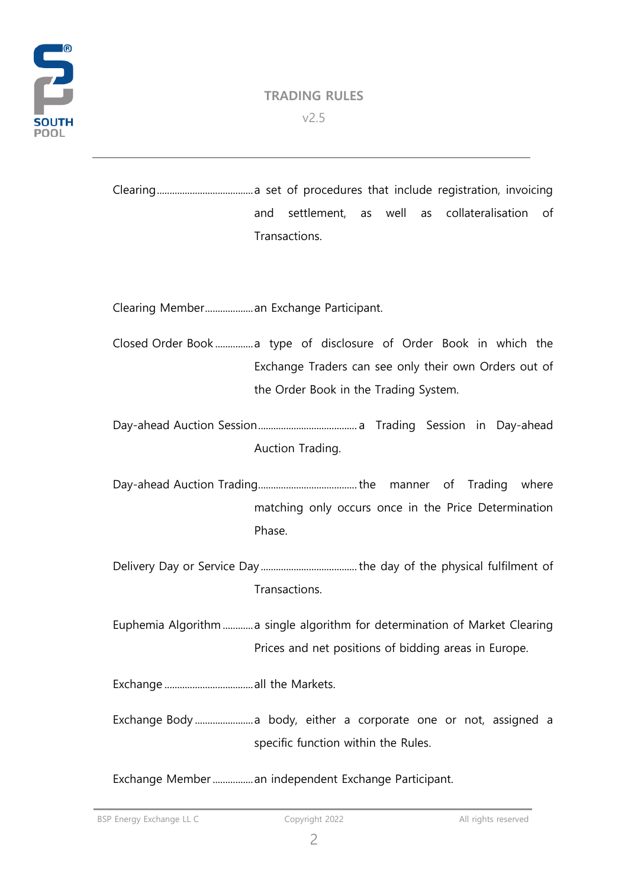Clearing ...................................... a set of procedures that include registration, invoicing and settlement, as well as collateralisation of Transactions.

Clearing Member ................... an Exchange Participant.

Closed Order Book ............... a type of disclosure of Order Book in which the Exchange Traders can see only their own Orders out of the Order Book in the Trading System.

Day-ahead Auction Session ...................................... a Trading Session in Day-ahead Auction Trading.

Day-ahead Auction Trading ...................................... the manner of Trading where matching only occurs once in the Price Determination Phase.

Delivery Day or Service Day ..................................... the day of the physical fulfilment of Transactions.

Euphemia Algorithm ............ a single algorithm for determination of Market Clearing Prices and net positions of bidding areas in Europe.

Exchange .................................. all the Markets.

Exchange Body ....................... a body, either a corporate one or not, assigned a specific function within the Rules.

Exchange Member ................ an independent Exchange Participant.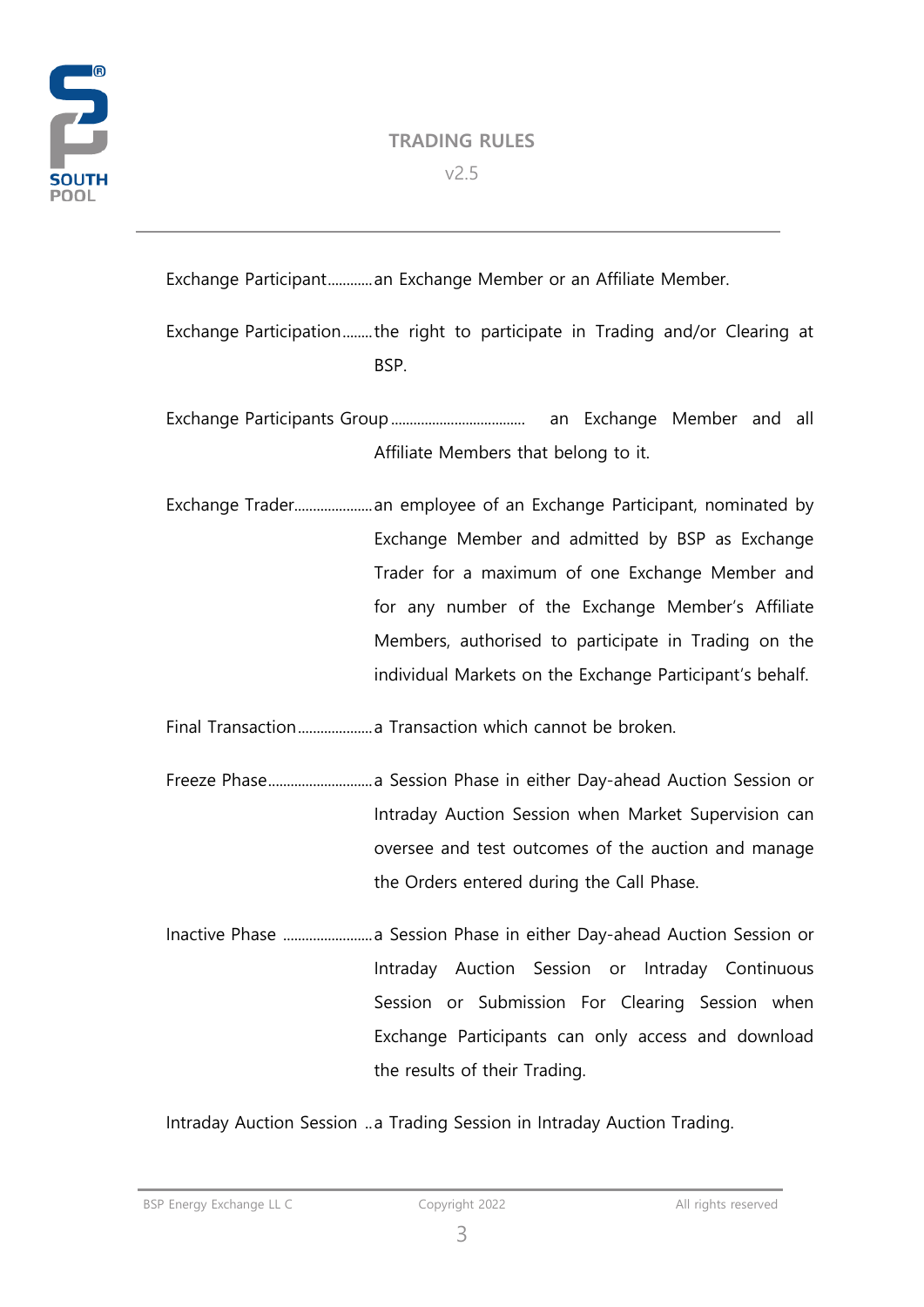Exchange Participant............an Exchange Member or an Affiliate Member.

Exchange Participation........the right to participate in Trading and/or Clearing at BSP.

Exchange Participants Group .................................... an Exchange Member and all Affiliate Members that belong to it.

Exchange Trader.....................an employee of an Exchange Participant, nominated by Exchange Member and admitted by BSP as Exchange Trader for a maximum of one Exchange Member and for any number of the Exchange Member's Affiliate Members, authorised to participate in Trading on the individual Markets on the Exchange Participant's behalf.

Final Transaction....................a Transaction which cannot be broken.

Freeze Phase............................a Session Phase in either Day-ahead Auction Session or Intraday Auction Session when Market Supervision can oversee and test outcomes of the auction and manage the Orders entered during the Call Phase.

Inactive Phase ........................a Session Phase in either Day-ahead Auction Session or Intraday Auction Session or Intraday Continuous Session or Submission For Clearing Session when Exchange Participants can only access and download the results of their Trading.

Intraday Auction Session ..a Trading Session in Intraday Auction Trading.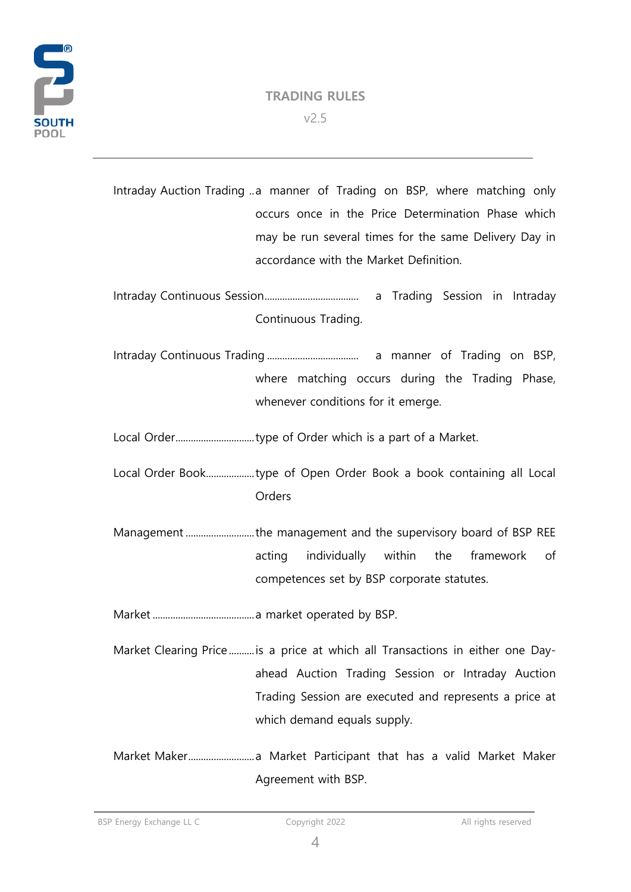Intraday Auction Trading .. a manner of Trading on BSP, where matching only occurs once in the Price Determination Phase which may be run several times for the same Delivery Day in accordance with the Market Definition.

Intraday Continuous Session..................................... a Trading Session in Intraday Continuous Trading.

Intraday Continuous Trading .................................... a manner of Trading on BSP, where matching occurs during the Trading Phase, whenever conditions for it emerge.

Local Order............................... type of Order which is a part of a Market.

Local Order Book.................. type of Open Order Book a book containing all Local Orders

Management .......................... the management and the supervisory board of BSP REE acting individually within the framework of competences set by BSP corporate statutes.

Market ........................................ a market operated by BSP.

Market Clearing Price .......... is a price at which all Transactions in either one Day-ahead Auction Trading Session or Intraday Auction Trading Session are executed and represents a price at which demand equals supply.

Market Maker......................... a Market Participant that has a valid Market Maker Agreement with BSP.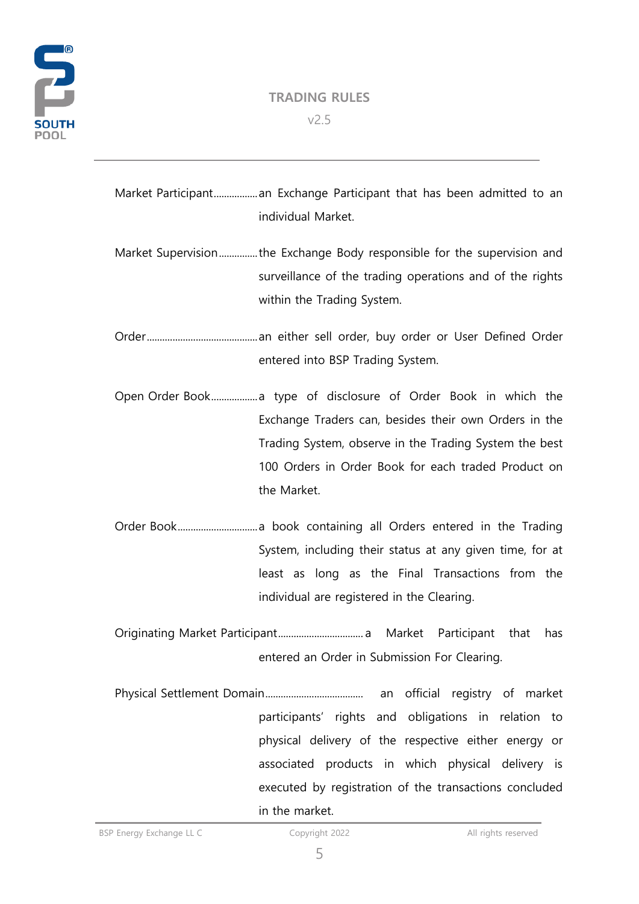Market Participant................. an Exchange Participant that has been admitted to an individual Market.

Market Supervision ............... the Exchange Body responsible for the supervision and surveillance of the trading operations and of the rights within the Trading System.

Order........................................... an either sell order, buy order or User Defined Order entered into BSP Trading System.

Open Order Book.................. a type of disclosure of Order Book in which the Exchange Traders can, besides their own Orders in the Trading System, observe in the Trading System the best 100 Orders in Order Book for each traded Product on the Market.

Order Book............................... a book containing all Orders entered in the Trading System, including their status at any given time, for at least as long as the Final Transactions from the individual are registered in the Clearing.

Originating Market Participant................................. a Market Participant that has entered an Order in Submission For Clearing.

Physical Settlement Domain..................................... an official registry of market participants' rights and obligations in relation to physical delivery of the respective either energy or associated products in which physical delivery is executed by registration of the transactions concluded in the market.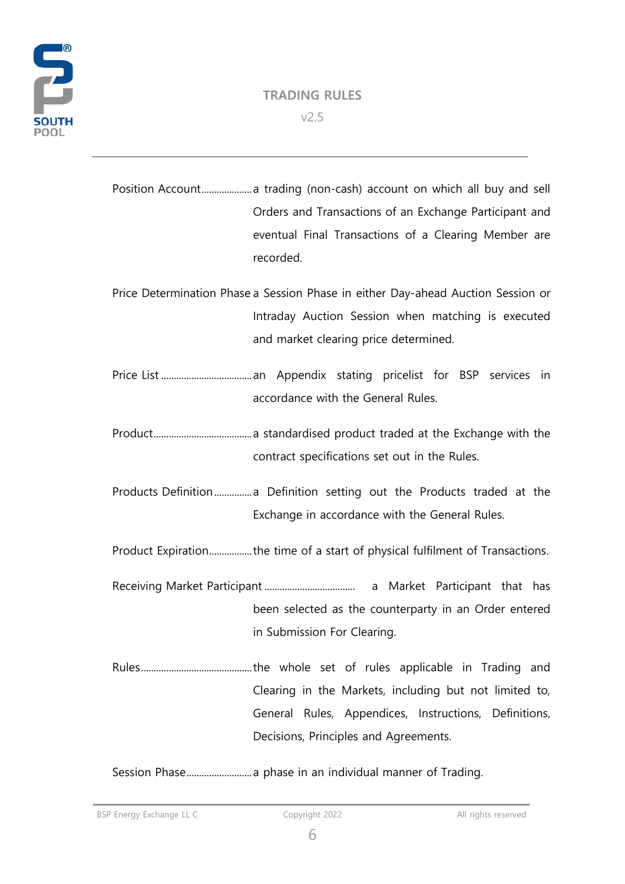Position Account....................a trading (non-cash) account on which all buy and sell Orders and Transactions of an Exchange Participant and eventual Final Transactions of a Clearing Member are recorded.

Price Determination Phase a Session Phase in either Day-ahead Auction Session or Intraday Auction Session when matching is executed and market clearing price determined.

Price List ....................................an Appendix stating pricelist for BSP services in accordance with the General Rules.

Product.......................................a standardised product traded at the Exchange with the contract specifications set out in the Rules.

Products Definition ...............a Definition setting out the Products traded at the Exchange in accordance with the General Rules.

Product Expiration.................the time of a start of physical fulfilment of Transactions.

Receiving Market Participant .................................... a Market Participant that has been selected as the counterparty in an Order entered in Submission For Clearing.

Rules............................................the whole set of rules applicable in Trading and Clearing in the Markets, including but not limited to, General Rules, Appendices, Instructions, Definitions, Decisions, Principles and Agreements.

Session Phase..........................a phase in an individual manner of Trading.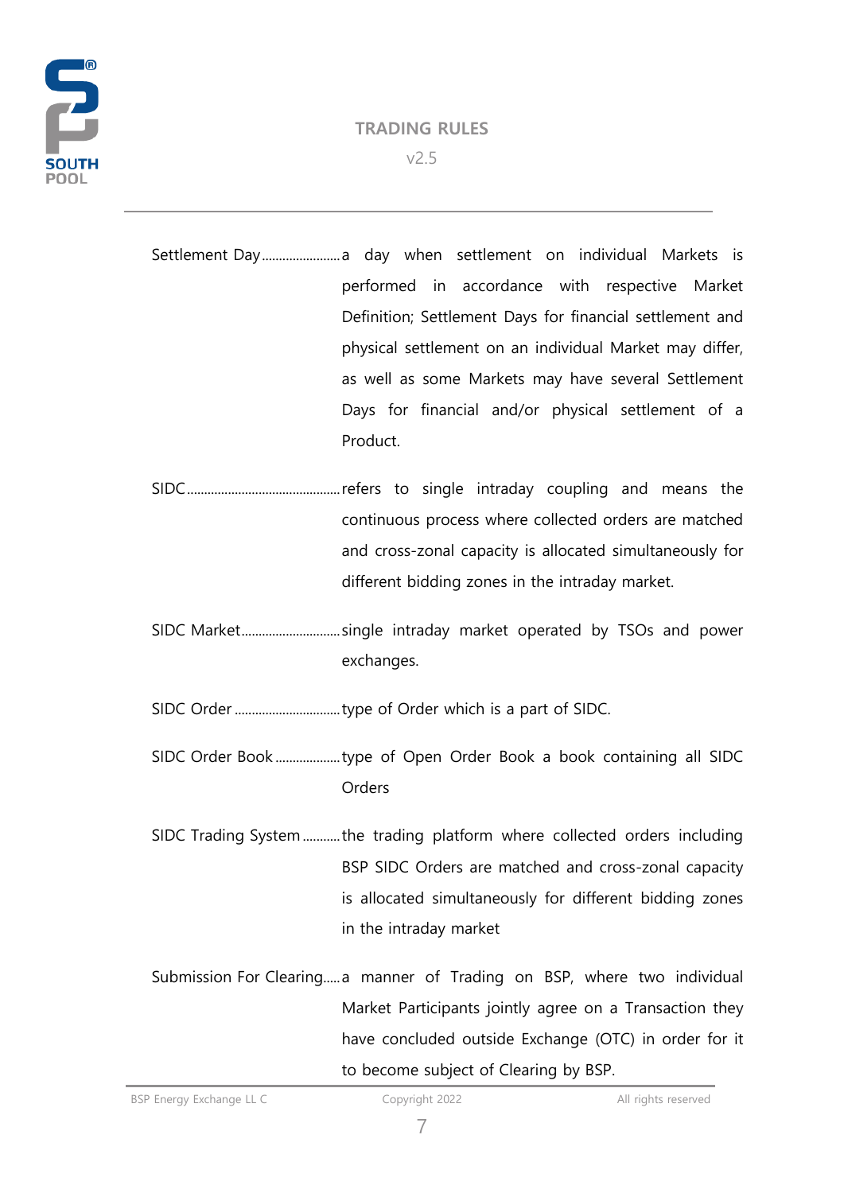Settlement Day ..................... a day when settlement on individual Markets is performed in accordance with respective Market Definition; Settlement Days for financial settlement and physical settlement on an individual Market may differ, as well as some Markets may have several Settlement Days for financial and/or physical settlement of a Product.

SIDC ............................................ refers to single intraday coupling and means the continuous process where collected orders are matched and cross-zonal capacity is allocated simultaneously for different bidding zones in the intraday market.

SIDC Market ............................ single intraday market operated by TSOs and power exchanges.

SIDC Order .............................. type of Order which is a part of SIDC.

SIDC Order Book ................... type of Open Order Book a book containing all SIDC Orders

SIDC Trading System ........... the trading platform where collected orders including BSP SIDC Orders are matched and cross-zonal capacity is allocated simultaneously for different bidding zones in the intraday market

Submission For Clearing..... a manner of Trading on BSP, where two individual Market Participants jointly agree on a Transaction they have concluded outside Exchange (OTC) in order for it to become subject of Clearing by BSP.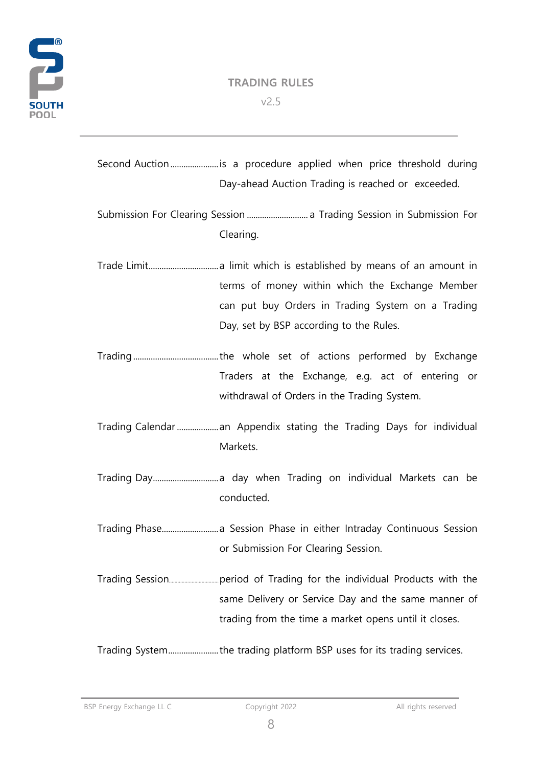Second Auction ...................... is a procedure applied when price threshold during Day-ahead Auction Trading is reached or exceeded.

Submission For Clearing Session ............................ a Trading Session in Submission For Clearing.

Trade Limit................................ a limit which is established by means of an amount in terms of money within which the Exchange Member can put buy Orders in Trading System on a Trading Day, set by BSP according to the Rules.

Trading ....................................... the whole set of actions performed by Exchange Traders at the Exchange, e.g. act of entering or withdrawal of Orders in the Trading System.

Trading Calendar ................... an Appendix stating the Trading Days for individual Markets.

Trading Day.............................. a day when Trading on individual Markets can be conducted.

Trading Phase.......................... a Session Phase in either Intraday Continuous Session or Submission For Clearing Session.

Trading Session........................ period of Trading for the individual Products with the same Delivery or Service Day and the same manner of trading from the time a market opens until it closes.

Trading System....................... the trading platform BSP uses for its trading services.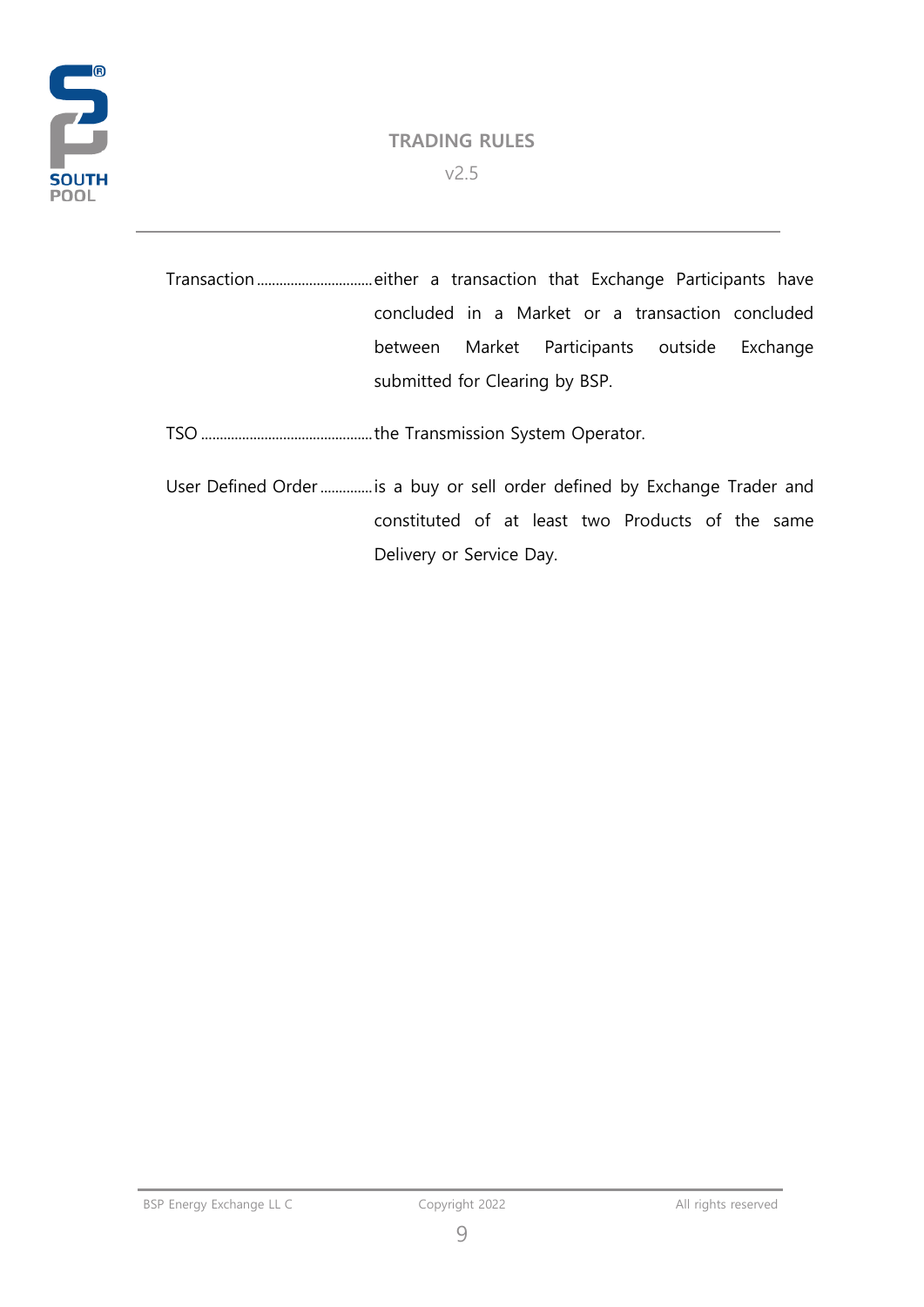Transaction ............................... either a transaction that Exchange Participants have concluded in a Market or a transaction concluded between Market Participants outside Exchange submitted for Clearing by BSP.

TSO .............................................. the Transmission System Operator.

User Defined Order .............. is a buy or sell order defined by Exchange Trader and constituted of at least two Products of the same Delivery or Service Day.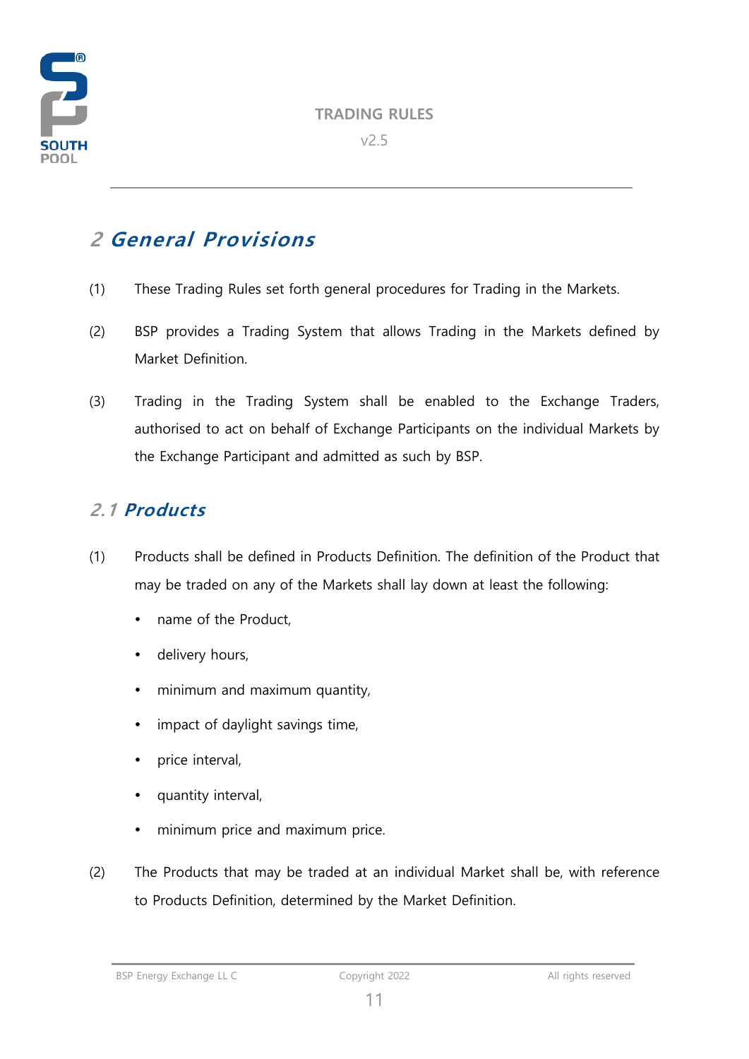# 2 General Provisions

(1) These Trading Rules set forth general procedures for Trading in the Markets.

(2) BSP provides a Trading System that allows Trading in the Markets defined by Market Definition.

(3) Trading in the Trading System shall be enabled to the Exchange Traders, authorised to act on behalf of Exchange Participants on the individual Markets by the Exchange Participant and admitted as such by BSP.

## 2.1 Products

(1) Products shall be defined in Products Definition. The definition of the Product that may be traded on any of the Markets shall lay down at least the following:

- name of the Product,
- delivery hours,
- minimum and maximum quantity,
- impact of daylight savings time,
- price interval,
- quantity interval,
- minimum price and maximum price.

(2) The Products that may be traded at an individual Market shall be, with reference to Products Definition, determined by the Market Definition.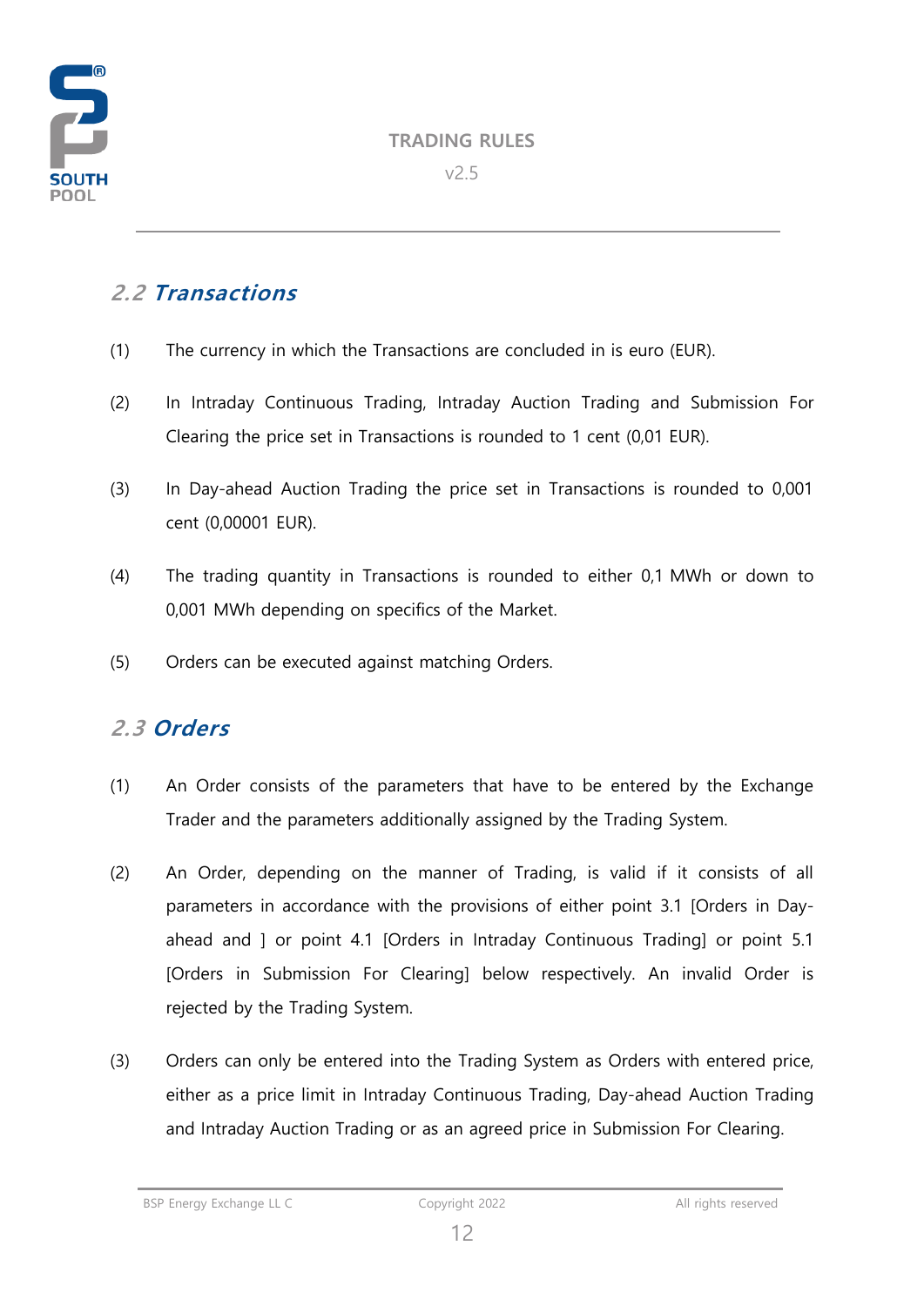## 2.2 Transactions

(1) The currency in which the Transactions are concluded in is euro (EUR).

(2) In Intraday Continuous Trading, Intraday Auction Trading and Submission For Clearing the price set in Transactions is rounded to 1 cent (0,01 EUR).

(3) In Day-ahead Auction Trading the price set in Transactions is rounded to 0,001 cent (0,00001 EUR).

(4) The trading quantity in Transactions is rounded to either 0,1 MWh or down to 0,001 MWh depending on specifics of the Market.

(5) Orders can be executed against matching Orders.

## 2.3 Orders

(1) An Order consists of the parameters that have to be entered by the Exchange Trader and the parameters additionally assigned by the Trading System.

(2) An Order, depending on the manner of Trading, is valid if it consists of all parameters in accordance with the provisions of either point 3.1 [Orders in Day-ahead and ] or point 4.1 [Orders in Intraday Continuous Trading] or point 5.1 [Orders in Submission For Clearing] below respectively. An invalid Order is rejected by the Trading System.

(3) Orders can only be entered into the Trading System as Orders with entered price, either as a price limit in Intraday Continuous Trading, Day-ahead Auction Trading and Intraday Auction Trading or as an agreed price in Submission For Clearing.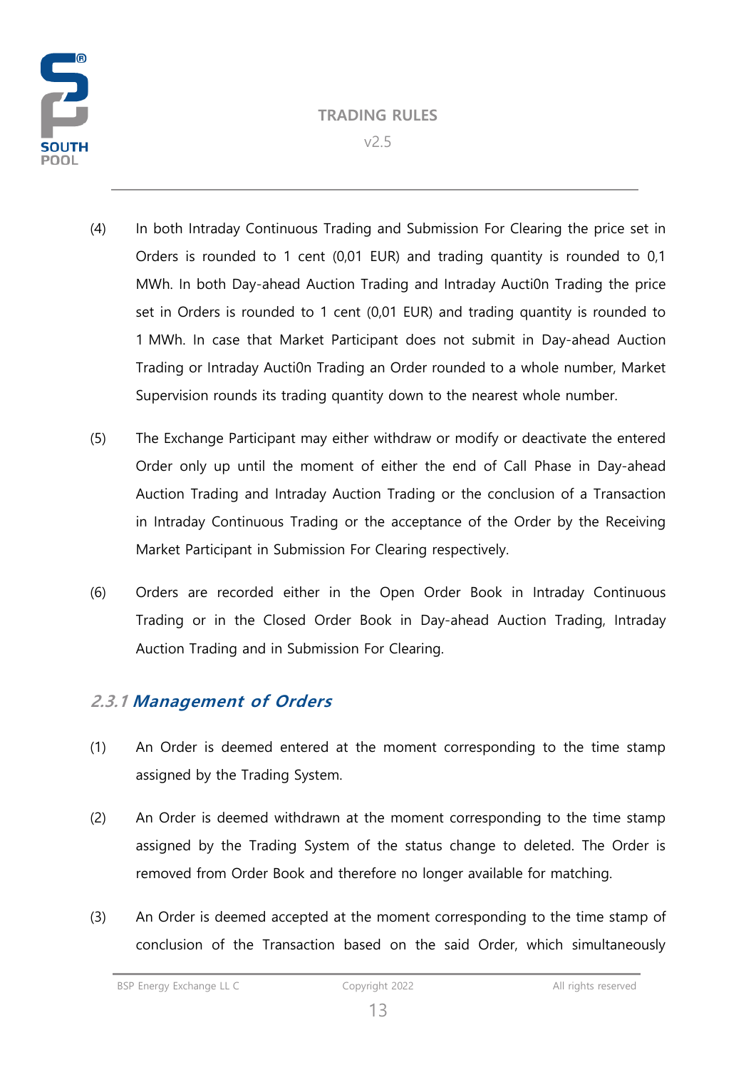(4) In both Intraday Continuous Trading and Submission For Clearing the price set in Orders is rounded to 1 cent (0,01 EUR) and trading quantity is rounded to 0,1 MWh. In both Day-ahead Auction Trading and Intraday Aucti0n Trading the price set in Orders is rounded to 1 cent (0,01 EUR) and trading quantity is rounded to 1 MWh. In case that Market Participant does not submit in Day-ahead Auction Trading or Intraday Aucti0n Trading an Order rounded to a whole number, Market Supervision rounds its trading quantity down to the nearest whole number.

(5) The Exchange Participant may either withdraw or modify or deactivate the entered Order only up until the moment of either the end of Call Phase in Day-ahead Auction Trading and Intraday Auction Trading or the conclusion of a Transaction in Intraday Continuous Trading or the acceptance of the Order by the Receiving Market Participant in Submission For Clearing respectively.

(6) Orders are recorded either in the Open Order Book in Intraday Continuous Trading or in the Closed Order Book in Day-ahead Auction Trading, Intraday Auction Trading and in Submission For Clearing.

### 2.3.1 Management of Orders

(1) An Order is deemed entered at the moment corresponding to the time stamp assigned by the Trading System.

(2) An Order is deemed withdrawn at the moment corresponding to the time stamp assigned by the Trading System of the status change to deleted. The Order is removed from Order Book and therefore no longer available for matching.

(3) An Order is deemed accepted at the moment corresponding to the time stamp of conclusion of the Transaction based on the said Order, which simultaneously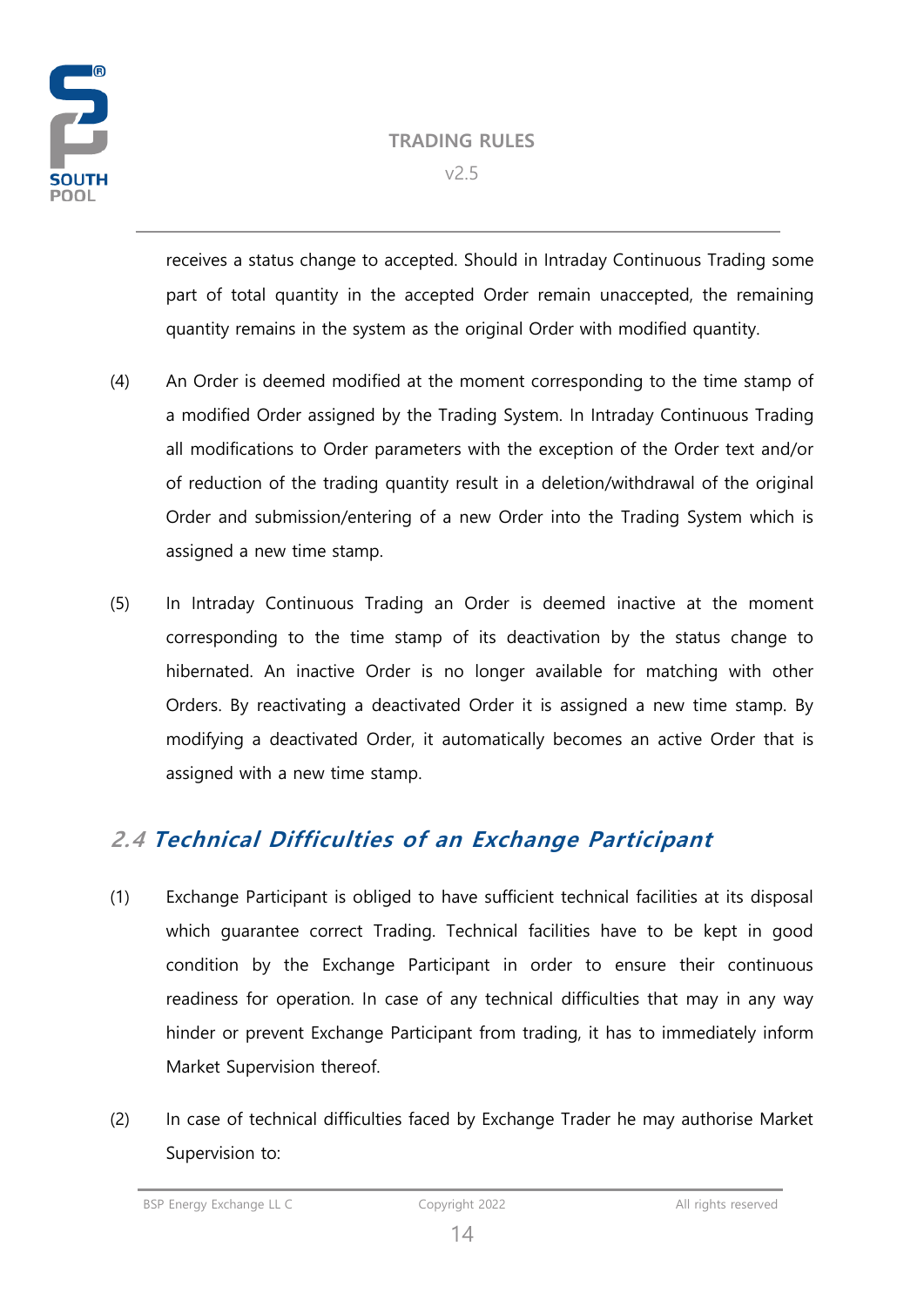receives a status change to accepted. Should in Intraday Continuous Trading some part of total quantity in the accepted Order remain unaccepted, the remaining quantity remains in the system as the original Order with modified quantity.

(4) An Order is deemed modified at the moment corresponding to the time stamp of a modified Order assigned by the Trading System. In Intraday Continuous Trading all modifications to Order parameters with the exception of the Order text and/or of reduction of the trading quantity result in a deletion/withdrawal of the original Order and submission/entering of a new Order into the Trading System which is assigned a new time stamp.

(5) In Intraday Continuous Trading an Order is deemed inactive at the moment corresponding to the time stamp of its deactivation by the status change to hibernated. An inactive Order is no longer available for matching with other Orders. By reactivating a deactivated Order it is assigned a new time stamp. By modifying a deactivated Order, it automatically becomes an active Order that is assigned with a new time stamp.

## *2.4 Technical Difficulties of an Exchange Participant*

(1) Exchange Participant is obliged to have sufficient technical facilities at its disposal which guarantee correct Trading. Technical facilities have to be kept in good condition by the Exchange Participant in order to ensure their continuous readiness for operation. In case of any technical difficulties that may in any way hinder or prevent Exchange Participant from trading, it has to immediately inform Market Supervision thereof.

(2) In case of technical difficulties faced by Exchange Trader he may authorise Market Supervision to: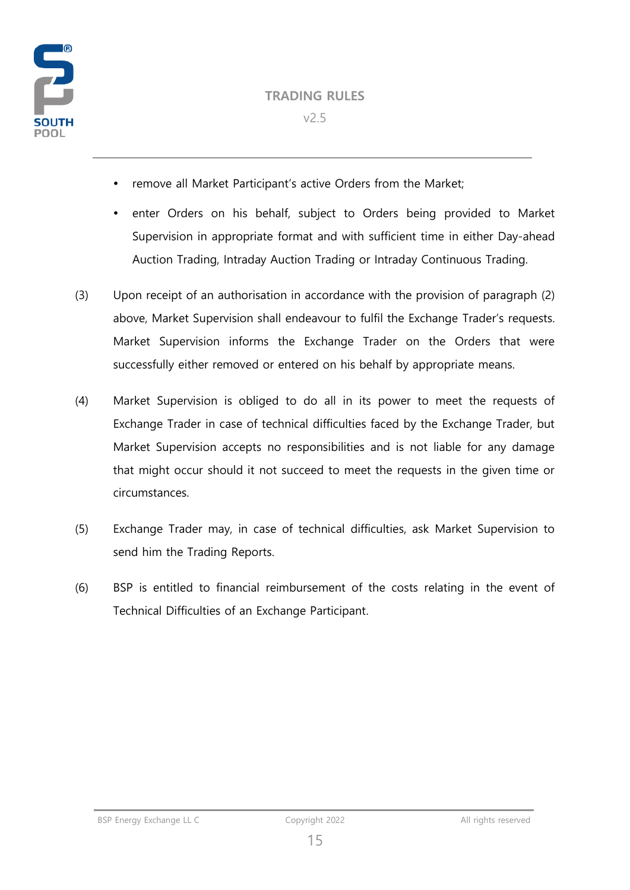- remove all Market Participant's active Orders from the Market;
- enter Orders on his behalf, subject to Orders being provided to Market Supervision in appropriate format and with sufficient time in either Day-ahead Auction Trading, Intraday Auction Trading or Intraday Continuous Trading.

(3) Upon receipt of an authorisation in accordance with the provision of paragraph (2) above, Market Supervision shall endeavour to fulfil the Exchange Trader's requests. Market Supervision informs the Exchange Trader on the Orders that were successfully either removed or entered on his behalf by appropriate means.

(4) Market Supervision is obliged to do all in its power to meet the requests of Exchange Trader in case of technical difficulties faced by the Exchange Trader, but Market Supervision accepts no responsibilities and is not liable for any damage that might occur should it not succeed to meet the requests in the given time or circumstances.

(5) Exchange Trader may, in case of technical difficulties, ask Market Supervision to send him the Trading Reports.

(6) BSP is entitled to financial reimbursement of the costs relating in the event of Technical Difficulties of an Exchange Participant.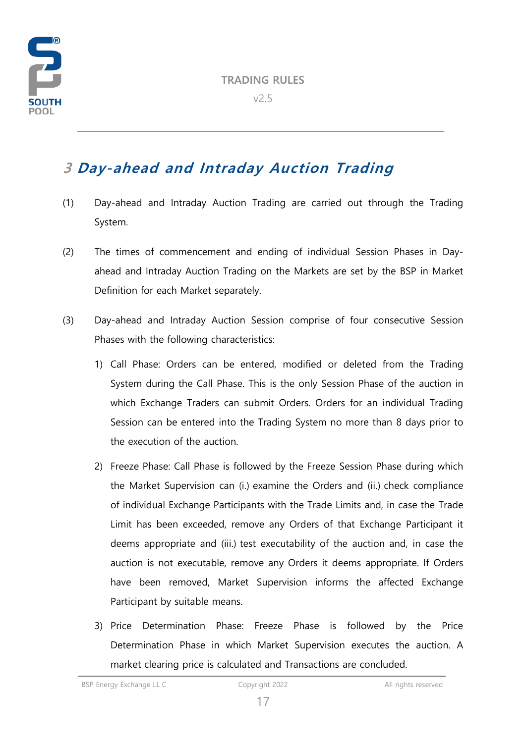# 3 Day-ahead and Intraday Auction Trading

(1) Day-ahead and Intraday Auction Trading are carried out through the Trading System.

(2) The times of commencement and ending of individual Session Phases in Day-ahead and Intraday Auction Trading on the Markets are set by the BSP in Market Definition for each Market separately.

(3) Day-ahead and Intraday Auction Session comprise of four consecutive Session Phases with the following characteristics:

1) Call Phase: Orders can be entered, modified or deleted from the Trading System during the Call Phase. This is the only Session Phase of the auction in which Exchange Traders can submit Orders. Orders for an individual Trading Session can be entered into the Trading System no more than 8 days prior to the execution of the auction.

2) Freeze Phase: Call Phase is followed by the Freeze Session Phase during which the Market Supervision can (i.) examine the Orders and (ii.) check compliance of individual Exchange Participants with the Trade Limits and, in case the Trade Limit has been exceeded, remove any Orders of that Exchange Participant it deems appropriate and (iii.) test executability of the auction and, in case the auction is not executable, remove any Orders it deems appropriate. If Orders have been removed, Market Supervision informs the affected Exchange Participant by suitable means.

3) Price Determination Phase: Freeze Phase is followed by the Price Determination Phase in which Market Supervision executes the auction. A market clearing price is calculated and Transactions are concluded.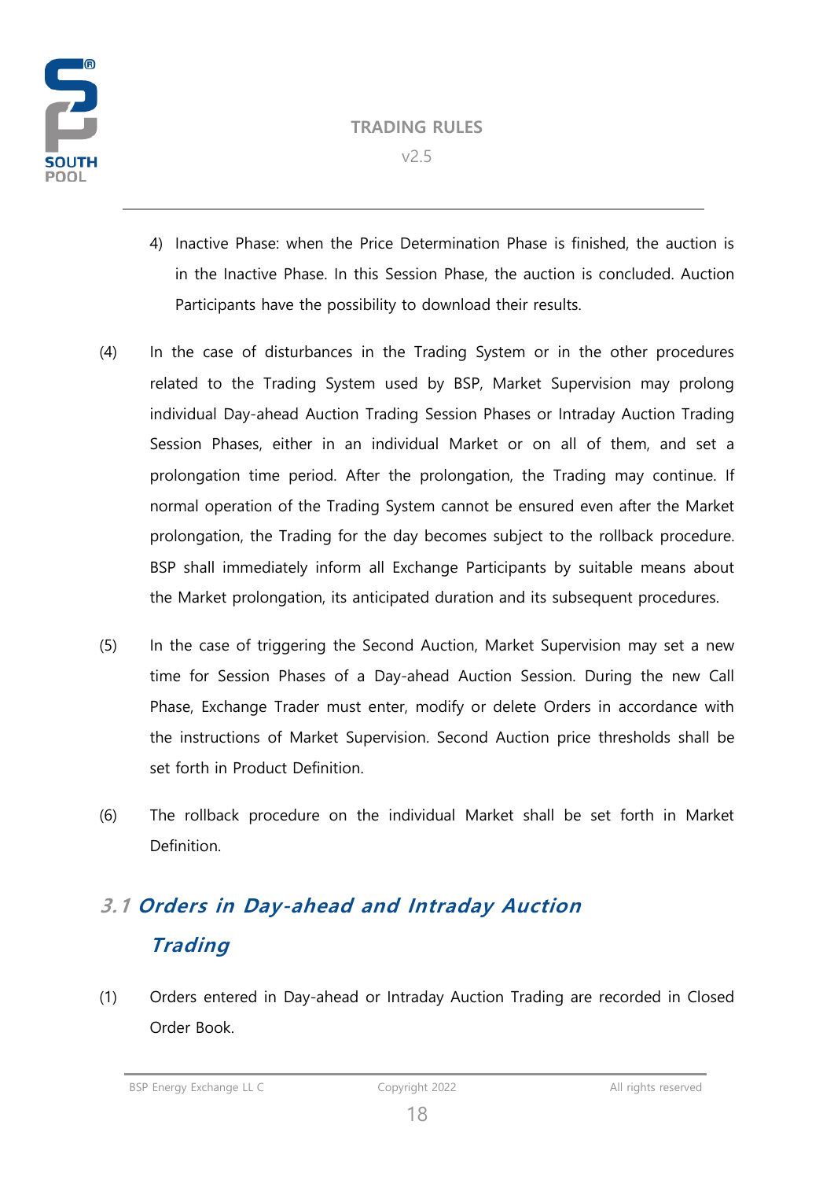4) Inactive Phase: when the Price Determination Phase is finished, the auction is in the Inactive Phase. In this Session Phase, the auction is concluded. Auction Participants have the possibility to download their results.

(4) In the case of disturbances in the Trading System or in the other procedures related to the Trading System used by BSP, Market Supervision may prolong individual Day-ahead Auction Trading Session Phases or Intraday Auction Trading Session Phases, either in an individual Market or on all of them, and set a prolongation time period. After the prolongation, the Trading may continue. If normal operation of the Trading System cannot be ensured even after the Market prolongation, the Trading for the day becomes subject to the rollback procedure. BSP shall immediately inform all Exchange Participants by suitable means about the Market prolongation, its anticipated duration and its subsequent procedures.

(5) In the case of triggering the Second Auction, Market Supervision may set a new time for Session Phases of a Day-ahead Auction Session. During the new Call Phase, Exchange Trader must enter, modify or delete Orders in accordance with the instructions of Market Supervision. Second Auction price thresholds shall be set forth in Product Definition.

(6) The rollback procedure on the individual Market shall be set forth in Market Definition.

## 3.1 Orders in Day-ahead and Intraday Auction Trading

(1) Orders entered in Day-ahead or Intraday Auction Trading are recorded in Closed Order Book.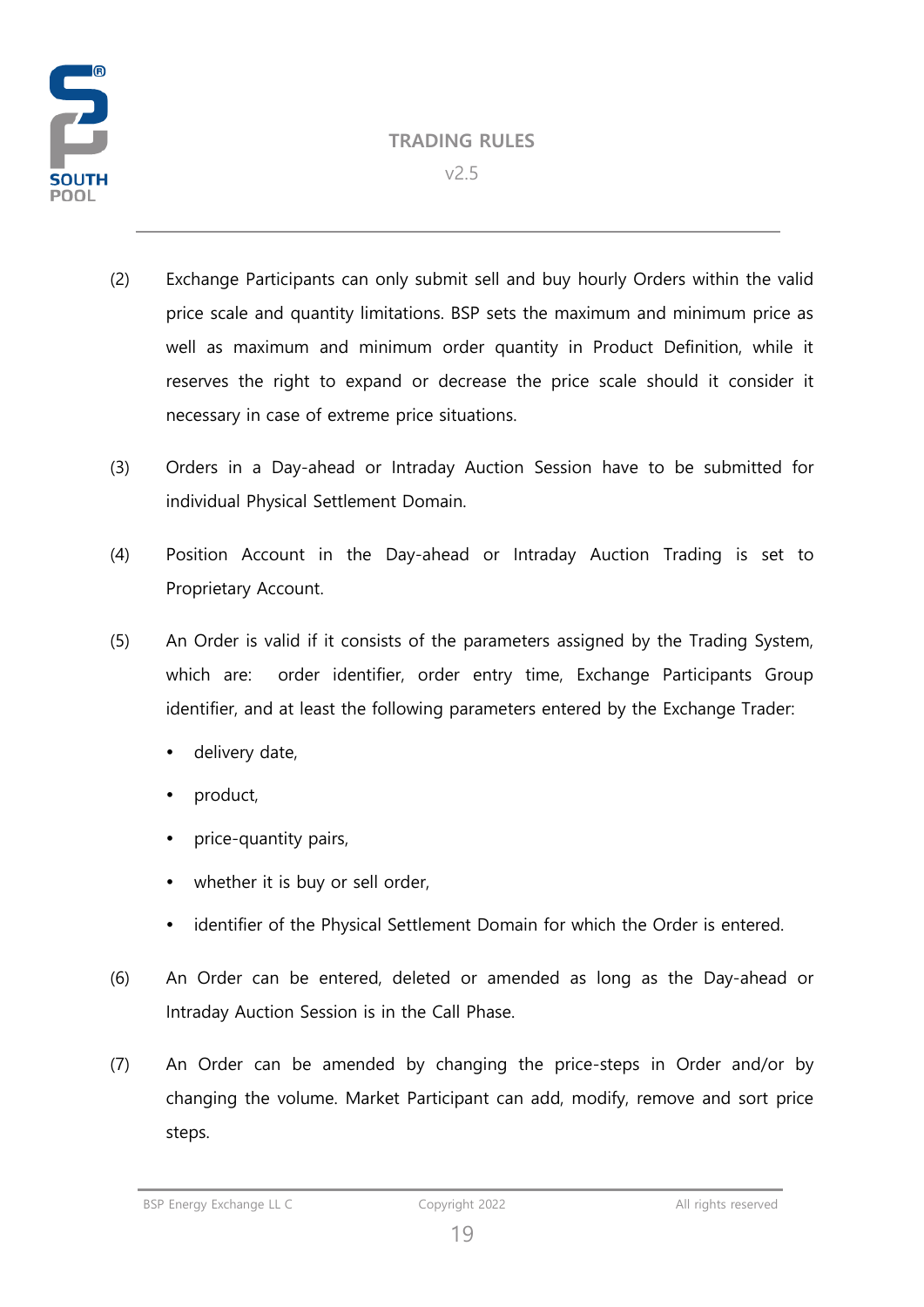(2) Exchange Participants can only submit sell and buy hourly Orders within the valid price scale and quantity limitations. BSP sets the maximum and minimum price as well as maximum and minimum order quantity in Product Definition, while it reserves the right to expand or decrease the price scale should it consider it necessary in case of extreme price situations.

(3) Orders in a Day-ahead or Intraday Auction Session have to be submitted for individual Physical Settlement Domain.

(4) Position Account in the Day-ahead or Intraday Auction Trading is set to Proprietary Account.

(5) An Order is valid if it consists of the parameters assigned by the Trading System, which are: order identifier, order entry time, Exchange Participants Group identifier, and at least the following parameters entered by the Exchange Trader:

- delivery date,
- product,
- price-quantity pairs,
- whether it is buy or sell order,
- identifier of the Physical Settlement Domain for which the Order is entered.

(6) An Order can be entered, deleted or amended as long as the Day-ahead or Intraday Auction Session is in the Call Phase.

(7) An Order can be amended by changing the price-steps in Order and/or by changing the volume. Market Participant can add, modify, remove and sort price steps.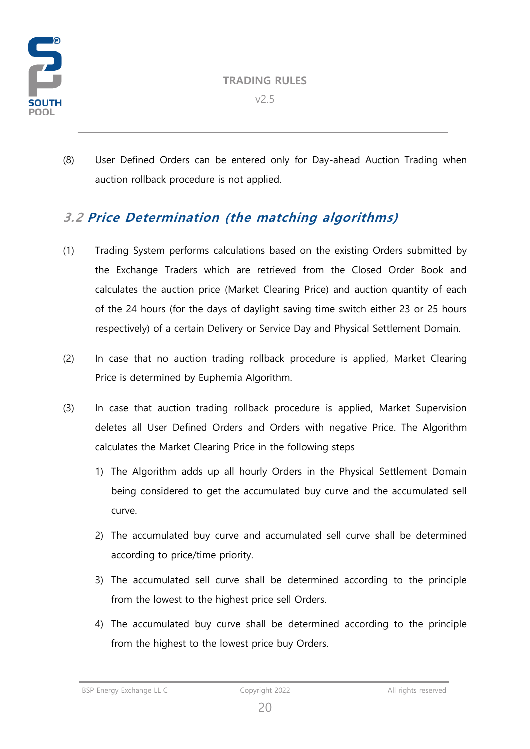(8) User Defined Orders can be entered only for Day-ahead Auction Trading when auction rollback procedure is not applied.

## 3.2 *Price Determination (the matching algorithms)*

(1) Trading System performs calculations based on the existing Orders submitted by the Exchange Traders which are retrieved from the Closed Order Book and calculates the auction price (Market Clearing Price) and auction quantity of each of the 24 hours (for the days of daylight saving time switch either 23 or 25 hours respectively) of a certain Delivery or Service Day and Physical Settlement Domain.

(2) In case that no auction trading rollback procedure is applied, Market Clearing Price is determined by Euphemia Algorithm.

(3) In case that auction trading rollback procedure is applied, Market Supervision deletes all User Defined Orders and Orders with negative Price. The Algorithm calculates the Market Clearing Price in the following steps

1) The Algorithm adds up all hourly Orders in the Physical Settlement Domain being considered to get the accumulated buy curve and the accumulated sell curve.

2) The accumulated buy curve and accumulated sell curve shall be determined according to price/time priority.

3) The accumulated sell curve shall be determined according to the principle from the lowest to the highest price sell Orders.

4) The accumulated buy curve shall be determined according to the principle from the highest to the lowest price buy Orders.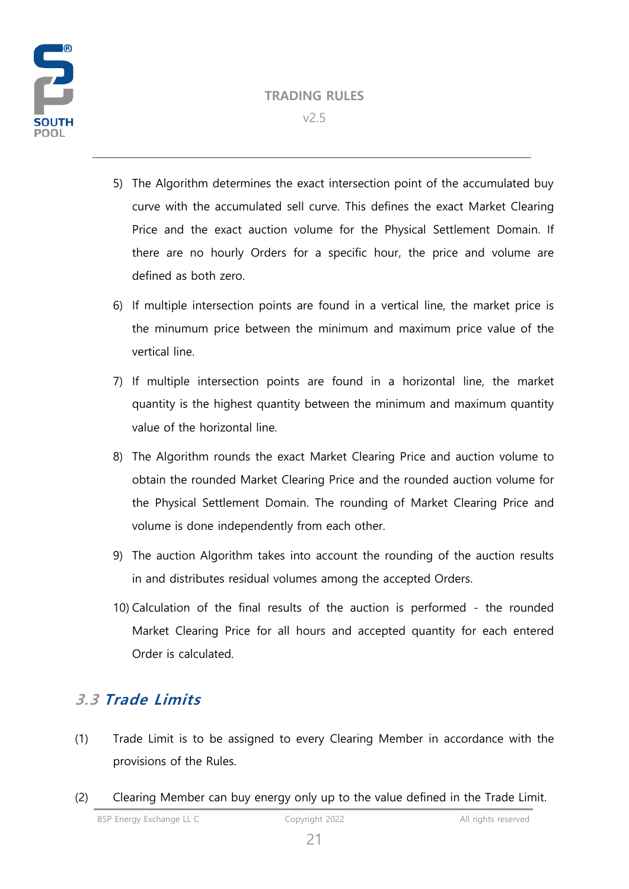5) The Algorithm determines the exact intersection point of the accumulated buy curve with the accumulated sell curve. This defines the exact Market Clearing Price and the exact auction volume for the Physical Settlement Domain. If there are no hourly Orders for a specific hour, the price and volume are defined as both zero.

6) If multiple intersection points are found in a vertical line, the market price is the minumum price between the minimum and maximum price value of the vertical line.

7) If multiple intersection points are found in a horizontal line, the market quantity is the highest quantity between the minimum and maximum quantity value of the horizontal line.

8) The Algorithm rounds the exact Market Clearing Price and auction volume to obtain the rounded Market Clearing Price and the rounded auction volume for the Physical Settlement Domain. The rounding of Market Clearing Price and volume is done independently from each other.

9) The auction Algorithm takes into account the rounding of the auction results in and distributes residual volumes among the accepted Orders.

10) Calculation of the final results of the auction is performed - the rounded Market Clearing Price for all hours and accepted quantity for each entered Order is calculated.

## *3.3 Trade Limits*

(1) Trade Limit is to be assigned to every Clearing Member in accordance with the provisions of the Rules.

(2) Clearing Member can buy energy only up to the value defined in the Trade Limit.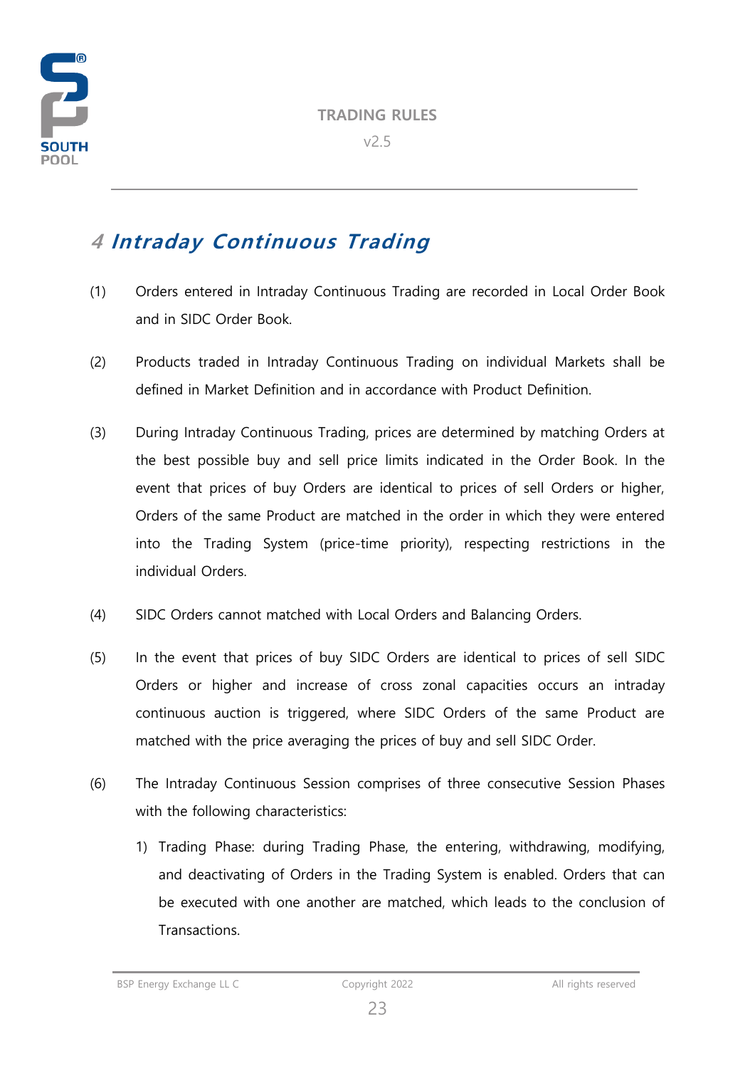# 4 *Intraday Continuous Trading*

(1) Orders entered in Intraday Continuous Trading are recorded in Local Order Book and in SIDC Order Book.

(2) Products traded in Intraday Continuous Trading on individual Markets shall be defined in Market Definition and in accordance with Product Definition.

(3) During Intraday Continuous Trading, prices are determined by matching Orders at the best possible buy and sell price limits indicated in the Order Book. In the event that prices of buy Orders are identical to prices of sell Orders or higher, Orders of the same Product are matched in the order in which they were entered into the Trading System (price-time priority), respecting restrictions in the individual Orders.

(4) SIDC Orders cannot matched with Local Orders and Balancing Orders.

(5) In the event that prices of buy SIDC Orders are identical to prices of sell SIDC Orders or higher and increase of cross zonal capacities occurs an intraday continuous auction is triggered, where SIDC Orders of the same Product are matched with the price averaging the prices of buy and sell SIDC Order.

(6) The Intraday Continuous Session comprises of three consecutive Session Phases with the following characteristics:

1) Trading Phase: during Trading Phase, the entering, withdrawing, modifying, and deactivating of Orders in the Trading System is enabled. Orders that can be executed with one another are matched, which leads to the conclusion of Transactions.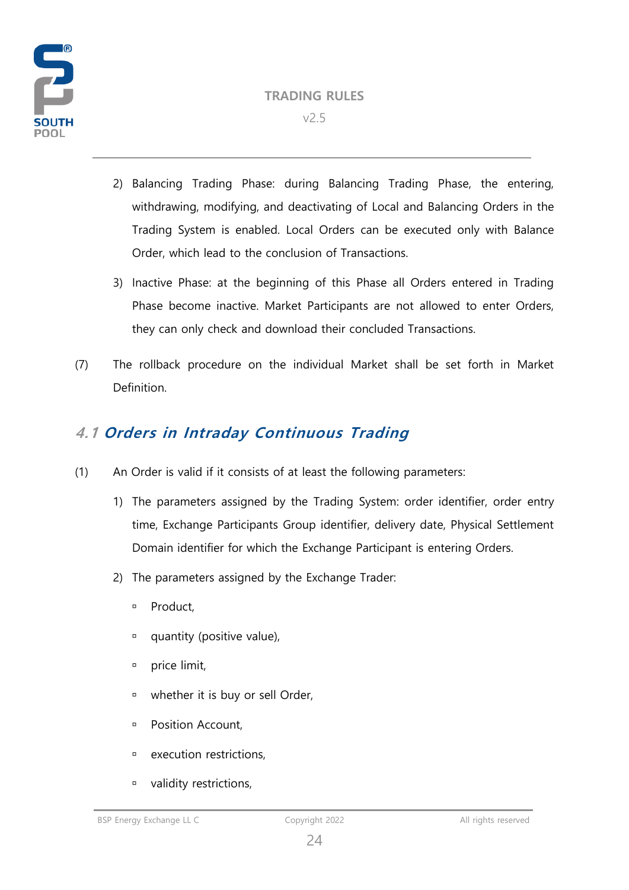2) Balancing Trading Phase: during Balancing Trading Phase, the entering, withdrawing, modifying, and deactivating of Local and Balancing Orders in the Trading System is enabled. Local Orders can be executed only with Balance Order, which lead to the conclusion of Transactions.

3) Inactive Phase: at the beginning of this Phase all Orders entered in Trading Phase become inactive. Market Participants are not allowed to enter Orders, they can only check and download their concluded Transactions.

(7) The rollback procedure on the individual Market shall be set forth in Market Definition.

## 4.1 Orders in Intraday Continuous Trading

(1) An Order is valid if it consists of at least the following parameters:

1) The parameters assigned by the Trading System: order identifier, order entry time, Exchange Participants Group identifier, delivery date, Physical Settlement Domain identifier for which the Exchange Participant is entering Orders.

2) The parameters assigned by the Exchange Trader:

- Product,
- quantity (positive value),
- price limit,
- whether it is buy or sell Order,
- Position Account,
- execution restrictions,
- validity restrictions,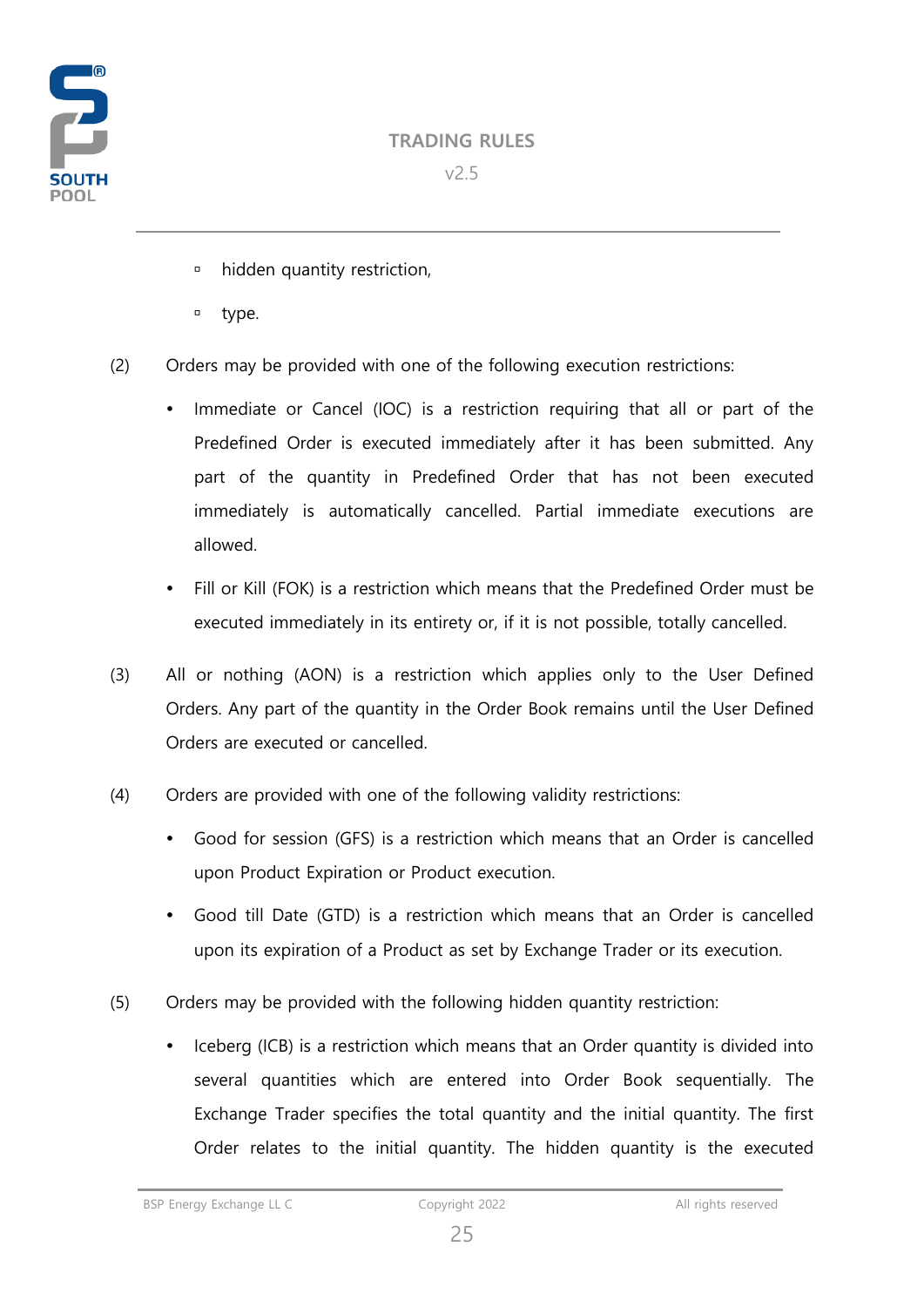- hidden quantity restriction,
- type.

(2) Orders may be provided with one of the following execution restrictions:

- Immediate or Cancel (IOC) is a restriction requiring that all or part of the Predefined Order is executed immediately after it has been submitted. Any part of the quantity in Predefined Order that has not been executed immediately is automatically cancelled. Partial immediate executions are allowed.
- Fill or Kill (FOK) is a restriction which means that the Predefined Order must be executed immediately in its entirety or, if it is not possible, totally cancelled.

(3) All or nothing (AON) is a restriction which applies only to the User Defined Orders. Any part of the quantity in the Order Book remains until the User Defined Orders are executed or cancelled.

(4) Orders are provided with one of the following validity restrictions:

- Good for session (GFS) is a restriction which means that an Order is cancelled upon Product Expiration or Product execution.
- Good till Date (GTD) is a restriction which means that an Order is cancelled upon its expiration of a Product as set by Exchange Trader or its execution.

(5) Orders may be provided with the following hidden quantity restriction:

- Iceberg (ICB) is a restriction which means that an Order quantity is divided into several quantities which are entered into Order Book sequentially. The Exchange Trader specifies the total quantity and the initial quantity. The first Order relates to the initial quantity. The hidden quantity is the executed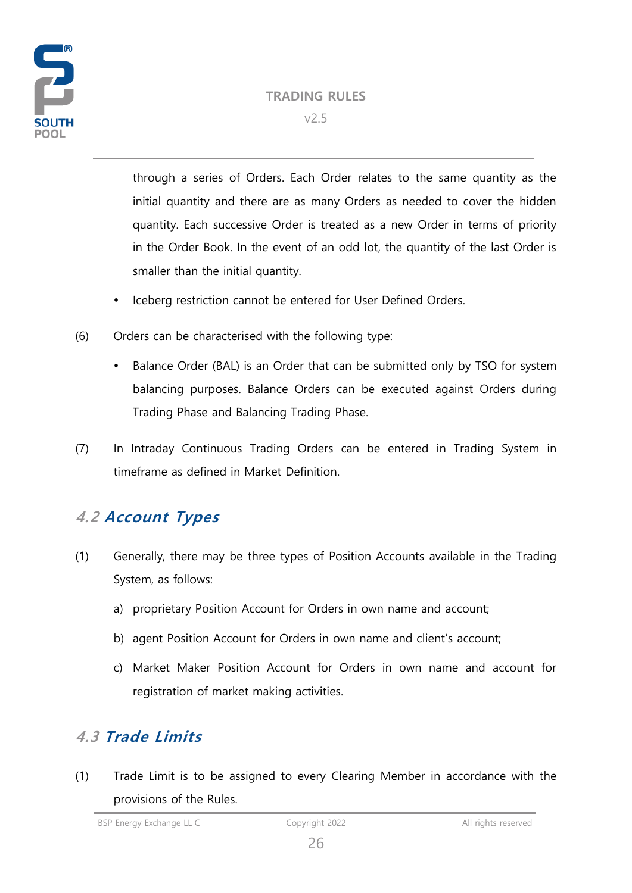through a series of Orders. Each Order relates to the same quantity as the initial quantity and there are as many Orders as needed to cover the hidden quantity. Each successive Order is treated as a new Order in terms of priority in the Order Book. In the event of an odd lot, the quantity of the last Order is smaller than the initial quantity.

- Iceberg restriction cannot be entered for User Defined Orders.

(6) Orders can be characterised with the following type:

- Balance Order (BAL) is an Order that can be submitted only by TSO for system balancing purposes. Balance Orders can be executed against Orders during Trading Phase and Balancing Trading Phase.

(7) In Intraday Continuous Trading Orders can be entered in Trading System in timeframe as defined in Market Definition.

## 4.2 Account Types

(1) Generally, there may be three types of Position Accounts available in the Trading System, as follows:

a) proprietary Position Account for Orders in own name and account;

b) agent Position Account for Orders in own name and client's account;

c) Market Maker Position Account for Orders in own name and account for registration of market making activities.

## 4.3 Trade Limits

(1) Trade Limit is to be assigned to every Clearing Member in accordance with the provisions of the Rules.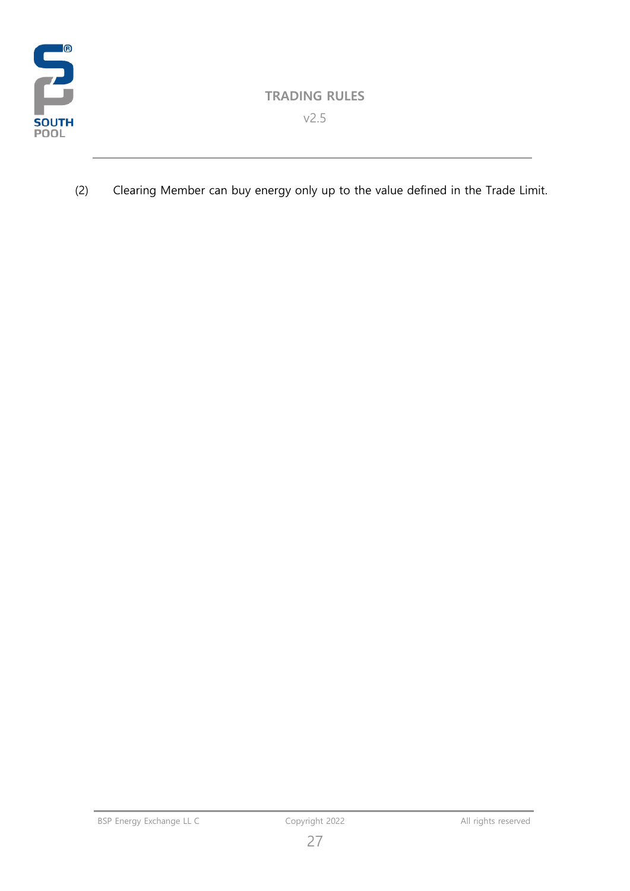(2) Clearing Member can buy energy only up to the value defined in the Trade Limit.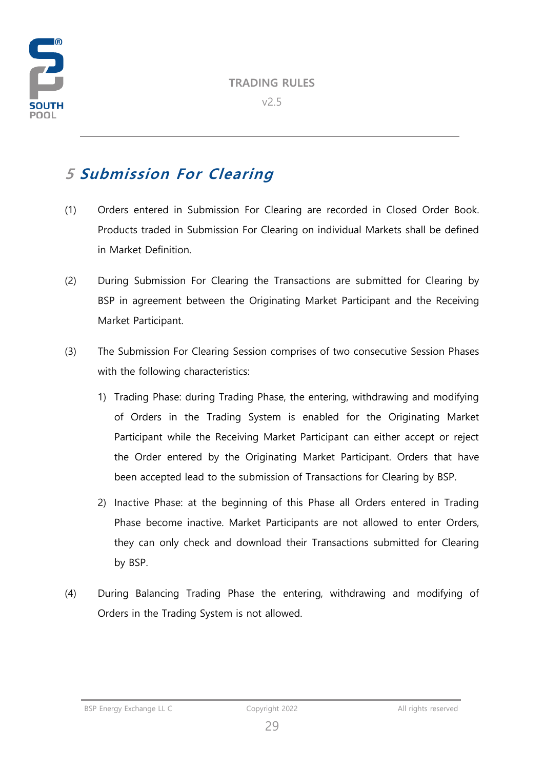# 5 Submission For Clearing

(1) Orders entered in Submission For Clearing are recorded in Closed Order Book. Products traded in Submission For Clearing on individual Markets shall be defined in Market Definition.

(2) During Submission For Clearing the Transactions are submitted for Clearing by BSP in agreement between the Originating Market Participant and the Receiving Market Participant.

(3) The Submission For Clearing Session comprises of two consecutive Session Phases with the following characteristics:

1) Trading Phase: during Trading Phase, the entering, withdrawing and modifying of Orders in the Trading System is enabled for the Originating Market Participant while the Receiving Market Participant can either accept or reject the Order entered by the Originating Market Participant. Orders that have been accepted lead to the submission of Transactions for Clearing by BSP.

2) Inactive Phase: at the beginning of this Phase all Orders entered in Trading Phase become inactive. Market Participants are not allowed to enter Orders, they can only check and download their Transactions submitted for Clearing by BSP.

(4) During Balancing Trading Phase the entering, withdrawing and modifying of Orders in the Trading System is not allowed.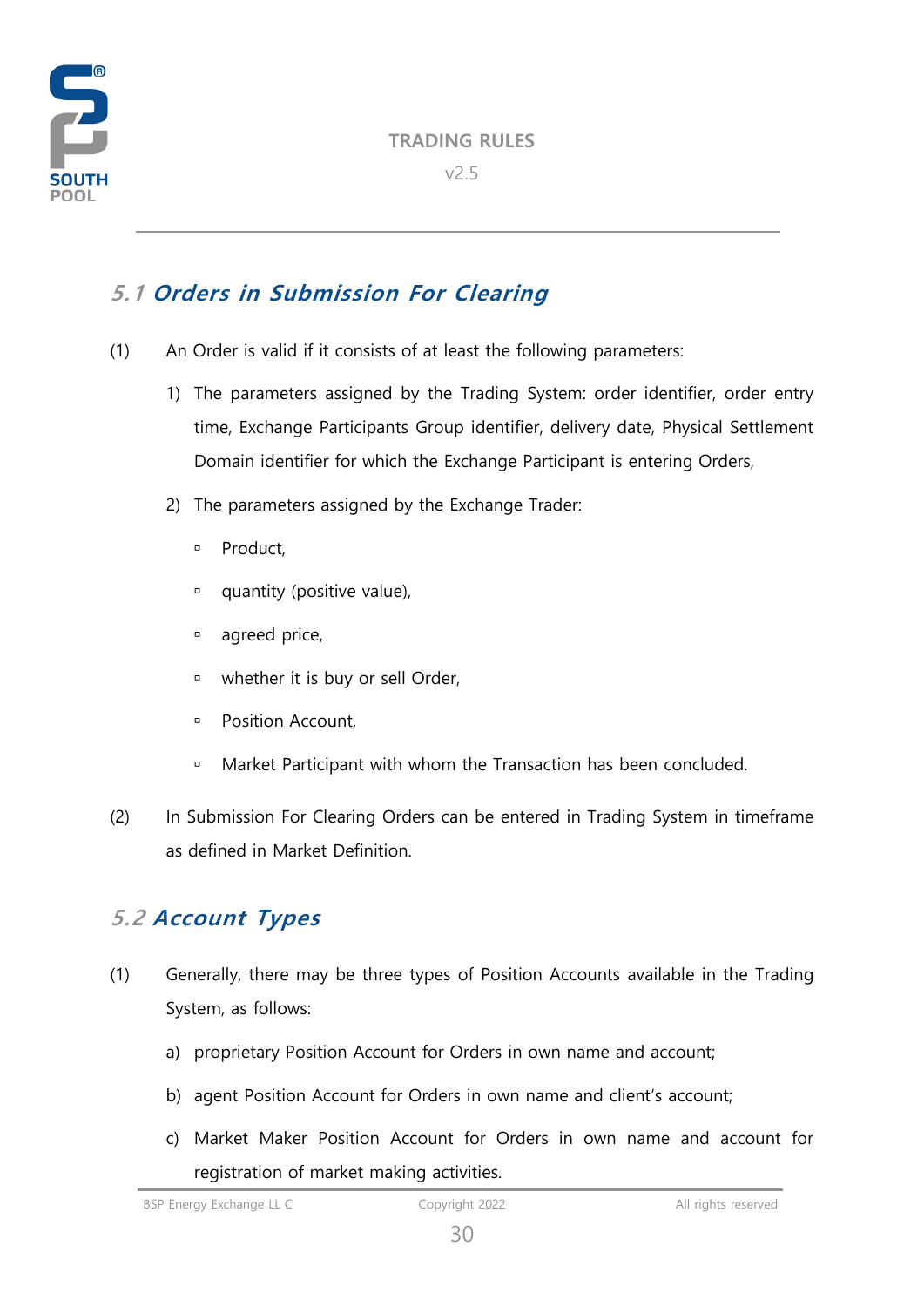## 5.1 Orders in Submission For Clearing

(1) An Order is valid if it consists of at least the following parameters:

1) The parameters assigned by the Trading System: order identifier, order entry time, Exchange Participants Group identifier, delivery date, Physical Settlement Domain identifier for which the Exchange Participant is entering Orders,

2) The parameters assigned by the Exchange Trader:

- Product,
- quantity (positive value),
- agreed price,
- whether it is buy or sell Order,
- Position Account,
- Market Participant with whom the Transaction has been concluded.

(2) In Submission For Clearing Orders can be entered in Trading System in timeframe as defined in Market Definition.

## 5.2 Account Types

(1) Generally, there may be three types of Position Accounts available in the Trading System, as follows:

a) proprietary Position Account for Orders in own name and account;

b) agent Position Account for Orders in own name and client's account;

c) Market Maker Position Account for Orders in own name and account for registration of market making activities.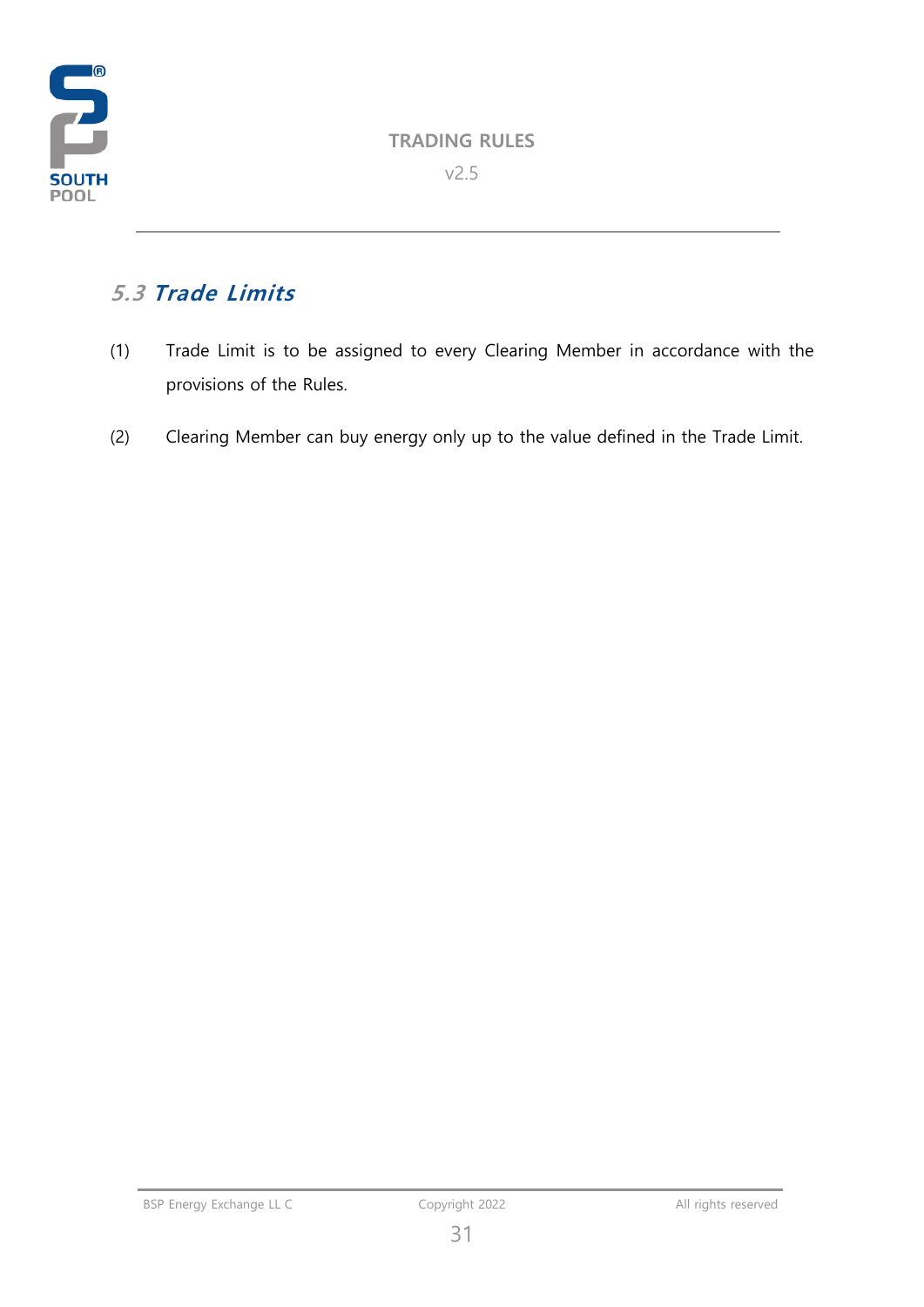## *5.3 Trade Limits*

(1) Trade Limit is to be assigned to every Clearing Member in accordance with the provisions of the Rules.

(2) Clearing Member can buy energy only up to the value defined in the Trade Limit.